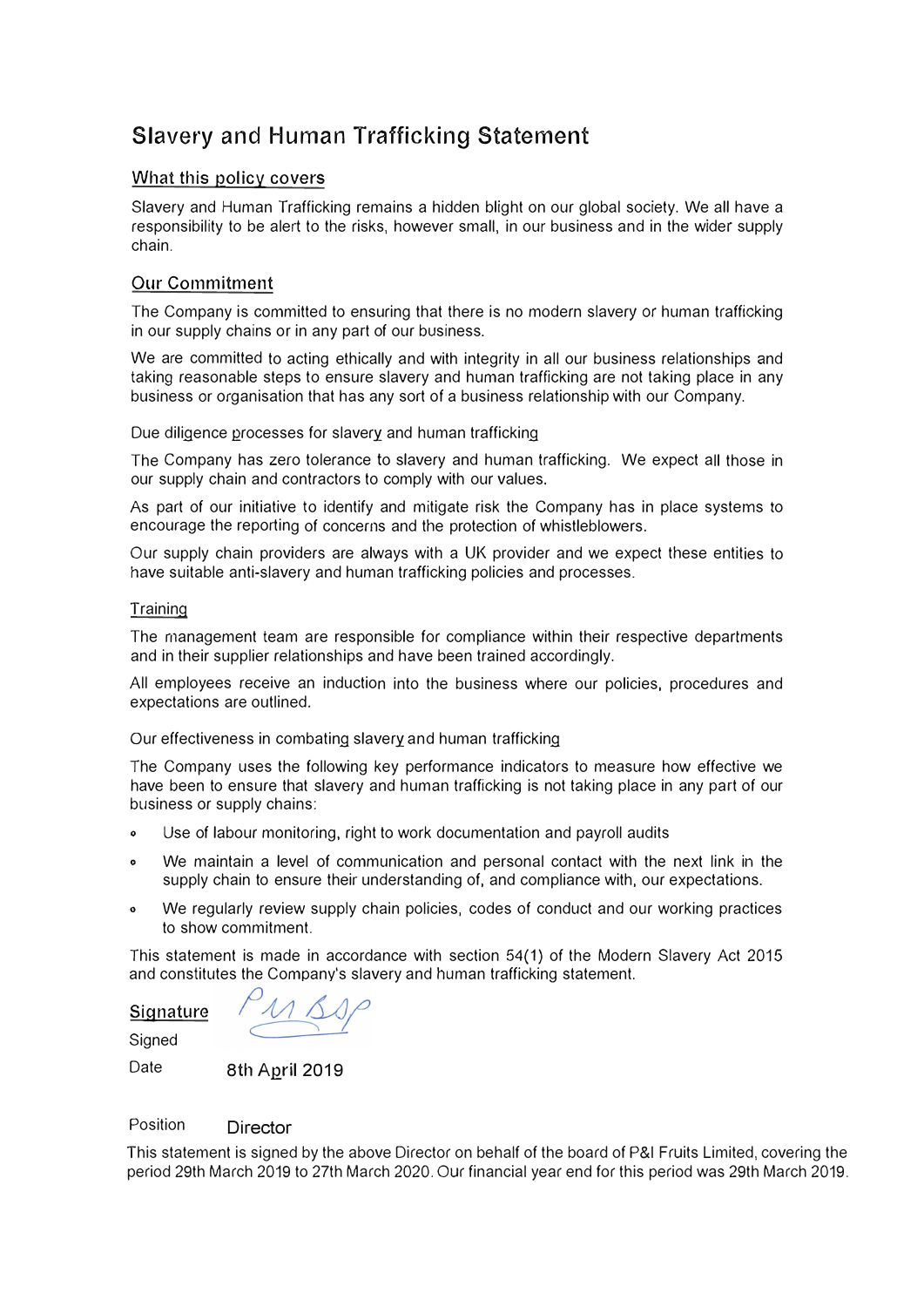# Slavery and Human Trafficking Statement

## What this policy covers

Slavery and Human Trafficking remains a hidden blight on our global society. We all have a responsibility to be alert to the risks, however small, in our business and in the wider supply chain.

## Our Commitment

The Company is committed to ensuring that there is no modern slavery or human trafficking in our supply chains or in any part of our business.

We are committed to acting ethically and with integrity in all our business relationships and taking reasonable steps to ensure slavery and human trafficking are not taking place in any business or organisation that has any sort of a business relationship with our Company.

### Due diligence processes for slavery and human trafficking

The Company has zero tolerance to slavery and human trafficking. We expect all those in our supply chain and contractors to comply with our values.

As part of our initiative to identify and mitigate risk the Company has in place systems to encourage the reporting of concerns and the protection of whistleblowers.

Our supply chain providers are always with a UK provider and we expect these entities to have suitable anti-slavery and human trafficking policies and processes.

### Training

The management team are responsible for compliance within their respective departments and in their supplier relationships and have been trained accordingly.

All employees receive an induction into the business where our policies, procedures and expectations are outlined.

### Our effectiveness in combating slavery and human trafficking

The Company uses the following key performance indicators to measure how effective we have been to ensure that slavery and human trafficking is not taking place in any part of our business or supply chains:

- Use of labour monitoring, right to work documentation and payroll audits
- We maintain a level of communication and personal contact with the next link in the supply chain to ensure their understanding of, and compliance with, our expectations.
- We regularly review supply chain policies, codes of conduct and our working practices to show commitment.

This statement is made in accordance with section 54(1) of the Modern Slavery Act 2015 and constitutes the Company's slavery and human trafficking statement.

**Signature**

Signed

Date 8th April 2019

Position Director

This statement is signed by the above Director on behalf of the board of P&I Fruits Limited, covering the period 29th March 2019 to 27th March 2020. Our financial year end for this period was 29th March 2019.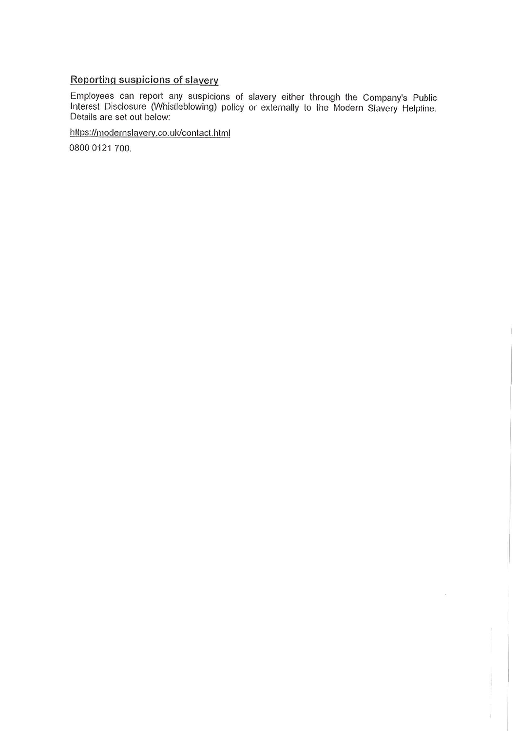## Reporting suspicions of slavery

Employees can report any suspicions of slavery either through the Company's Public Interest Disclosure (Whistleblowing) policy or externally to the Modern Slavery Helpline. Details are set out below:

https://modernslavery.co.uk/contact.html

0800 0121 700.